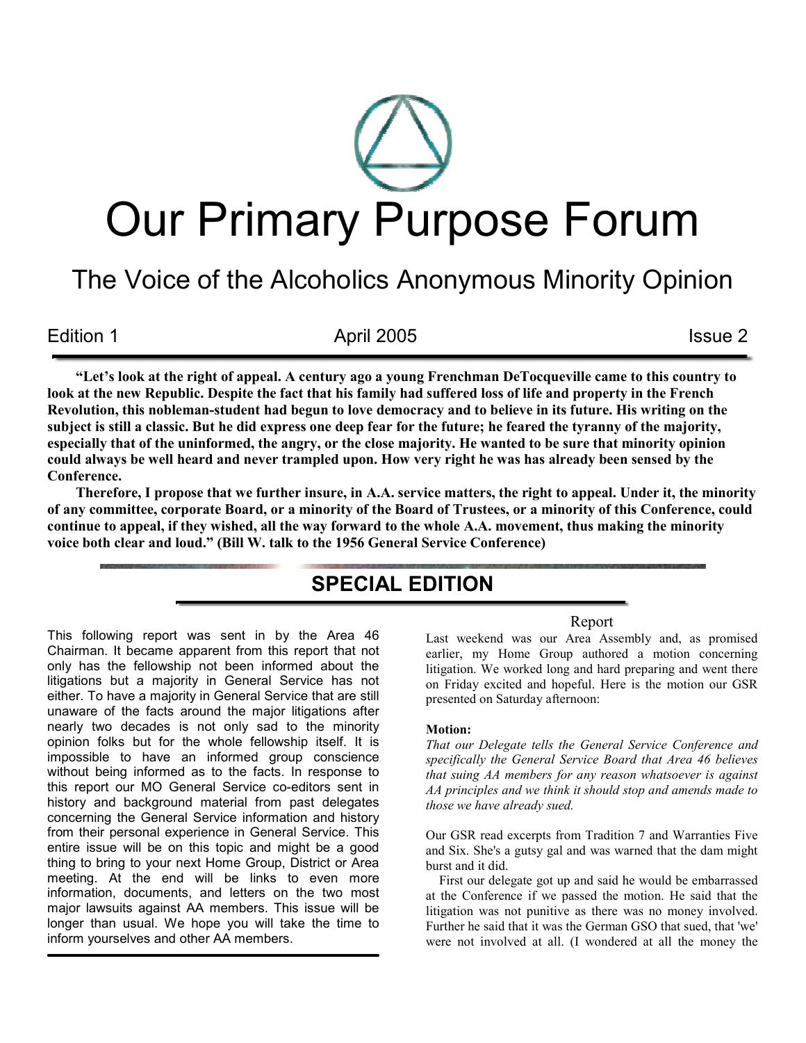# Our Primary Purpose Forum

## The Voice of the Alcoholics Anonymous Minority Opinion

Edition 1 | April 2005 | Issue 2

**"Let's look at the right of appeal. A century ago a young Frenchman DeTocqueville came to this country to look at the new Republic. Despite the fact that his family had suffered loss of life and property in the French Revolution, this nobleman-student had begun to love democracy and to believe in its future. His writing on the subject is still a classic. But he did express one deep fear for the future; he feared the tyranny of the majority, especially that of the uninformed, the angry, or the close majority. He wanted to be sure that minority opinion could always be well heard and never trampled upon. How very right he was has already been sensed by the Conference.**

**Therefore, I propose that we further insure, in A.A. service matters, the right to appeal. Under it, the minority of any committee, corporate Board, or a minority of the Board of Trustees, or a minority of this Conference, could continue to appeal, if they wished, all the way forward to the whole A.A. movement, thus making the minority voice both clear and loud." (Bill W. talk to the 1956 General Service Conference)**

## SPECIAL EDITION

This following report was sent in by the Area 46 Chairman. It became apparent from this report that not only has the fellowship not been informed about the litigations but a majority in General Service has not either. To have a majority in General Service that are still unaware of the facts around the major litigations after nearly two decades is not only sad to the minority opinion folks but for the whole fellowship itself. It is impossible to have an informed group conscience without being informed as to the facts. In response to this report our MO General Service co-editors sent in history and background material from past delegates concerning the General Service information and history from their personal experience in General Service. This entire issue will be on this topic and might be a good thing to bring to your next Home Group, District or Area meeting. At the end will be links to even more information, documents, and letters on the two most major lawsuits against AA members. This issue will be longer than usual. We hope you will take the time to inform yourselves and other AA members.

### Report

Last weekend was our Area Assembly and, as promised earlier, my Home Group authored a motion concerning litigation. We worked long and hard preparing and went there on Friday excited and hopeful. Here is the motion our GSR presented on Saturday afternoon:

**Motion:**

*That our Delegate tells the General Service Conference and specifically the General Service Board that Area 46 believes that suing AA members for any reason whatsoever is against AA principles and we think it should stop and amends made to those we have already sued.*

Our GSR read excerpts from Tradition 7 and Warranties Five and Six. She's a gutsy gal and was warned that the dam might burst and it did.

First our delegate got up and said he would be embarrassed at the Conference if we passed the motion. He said that the litigation was not punitive as there was no money involved. Further he said that it was the German GSO that sued, that 'we' were not involved at all. (I wondered at all the money the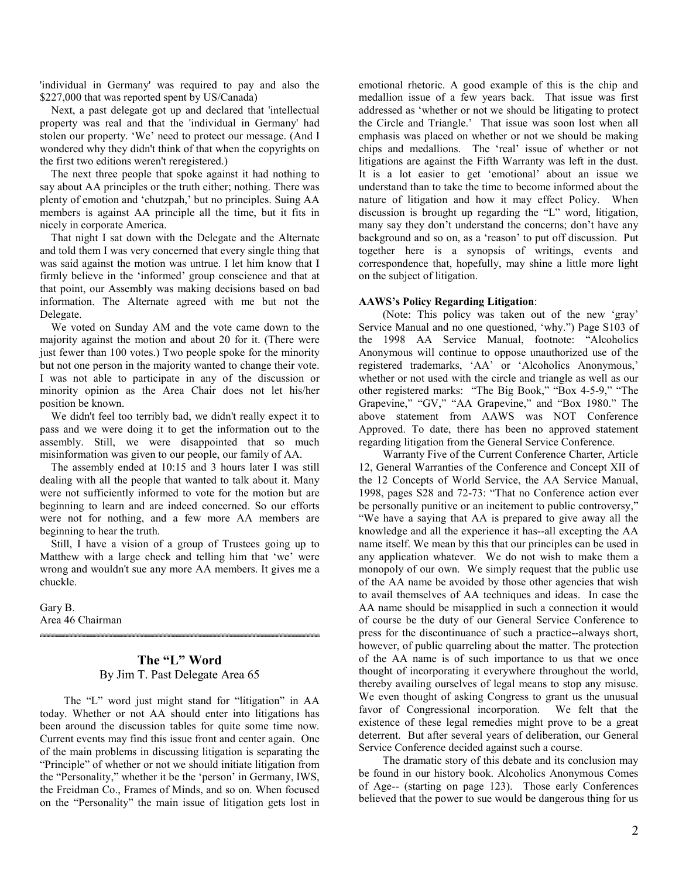'individual in Germany' was required to pay and also the $227,000 that was reported spent by US/Canada)

Next, a past delegate got up and declared that 'intellectual property was real and that the 'individual in Germany' had stolen our property. 'We' need to protect our message. (And I wondered why they didn't think of that when the copyrights on the first two editions weren't reregistered.)

The next three people that spoke against it had nothing to say about AA principles or the truth either; nothing. There was plenty of emotion and 'chutzpah,' but no principles. Suing AA members is against AA principle all the time, but it fits in nicely in corporate America.

That night I sat down with the Delegate and the Alternate and told them I was very concerned that every single thing that was said against the motion was untrue. I let him know that I firmly believe in the 'informed' group conscience and that at that point, our Assembly was making decisions based on bad information. The Alternate agreed with me but not the Delegate.

We voted on Sunday AM and the vote came down to the majority against the motion and about 20 for it. (There were just fewer than 100 votes.) Two people spoke for the minority but not one person in the majority wanted to change their vote. I was not able to participate in any of the discussion or minority opinion as the Area Chair does not let his/her position be known.

We didn't feel too terribly bad, we didn't really expect it to pass and we were doing it to get the information out to the assembly. Still, we were disappointed that so much misinformation was given to our people, our family of AA.

The assembly ended at 10:15 and 3 hours later I was still dealing with all the people that wanted to talk about it. Many were not sufficiently informed to vote for the motion but are beginning to learn and are indeed concerned. So our efforts were not for nothing, and a few more AA members are beginning to hear the truth.

Still, I have a vision of a group of Trustees going up to Matthew with a large check and telling him that 'we' were wrong and wouldn't sue any more AA members. It gives me a chuckle.

Gary B.
Area 46 Chairman

---

## The "L" Word

By Jim T. Past Delegate Area 65

The "L" word just might stand for "litigation" in AA today. Whether or not AA should enter into litigations has been around the discussion tables for quite some time now. Current events may find this issue front and center again. One of the main problems in discussing litigation is separating the "Principle" of whether or not we should initiate litigation from the "Personality," whether it be the 'person' in Germany, IWS, the Freidman Co., Frames of Minds, and so on. When focused on the "Personality" the main issue of litigation gets lost in emotional rhetoric. A good example of this is the chip and medallion issue of a few years back. That issue was first addressed as 'whether or not we should be litigating to protect the Circle and Triangle.' That issue was soon lost when all emphasis was placed on whether or not we should be making chips and medallions. The 'real' issue of whether or not litigations are against the Fifth Warranty was left in the dust. It is a lot easier to get 'emotional' about an issue we understand than to take the time to become informed about the nature of litigation and how it may effect Policy. When discussion is brought up regarding the "L" word, litigation, many say they don't understand the concerns; don't have any background and so on, as a 'reason' to put off discussion. Put together here is a synopsis of writings, events and correspondence that, hopefully, may shine a little more light on the subject of litigation.

**AAWS's Policy Regarding Litigation**:

(Note: This policy was taken out of the new 'gray' Service Manual and no one questioned, 'why.") Page S103 of the 1998 AA Service Manual, footnote: "Alcoholics Anonymous will continue to oppose unauthorized use of the registered trademarks, 'AA' or 'Alcoholics Anonymous,' whether or not used with the circle and triangle as well as our other registered marks: "The Big Book," "Box 4-5-9," "The Grapevine," "GV," "AA Grapevine," and "Box 1980." The above statement from AAWS was NOT Conference Approved. To date, there has been no approved statement regarding litigation from the General Service Conference.

Warranty Five of the Current Conference Charter, Article 12, General Warranties of the Conference and Concept XII of the 12 Concepts of World Service, the AA Service Manual, 1998, pages S28 and 72-73: "That no Conference action ever be personally punitive or an incitement to public controversy," "We have a saying that AA is prepared to give away all the knowledge and all the experience it has--all excepting the AA name itself. We mean by this that our principles can be used in any application whatever. We do not wish to make them a monopoly of our own. We simply request that the public use of the AA name be avoided by those other agencies that wish to avail themselves of AA techniques and ideas. In case the AA name should be misapplied in such a connection it would of course be the duty of our General Service Conference to press for the discontinuance of such a practice--always short, however, of public quarreling about the matter. The protection of the AA name is of such importance to us that we once thought of incorporating it everywhere throughout the world, thereby availing ourselves of legal means to stop any misuse. We even thought of asking Congress to grant us the unusual favor of Congressional incorporation. We felt that the existence of these legal remedies might prove to be a great deterrent. But after several years of deliberation, our General Service Conference decided against such a course.

The dramatic story of this debate and its conclusion may be found in our history book. Alcoholics Anonymous Comes of Age-- (starting on page 123). Those early Conferences believed that the power to sue would be dangerous thing for us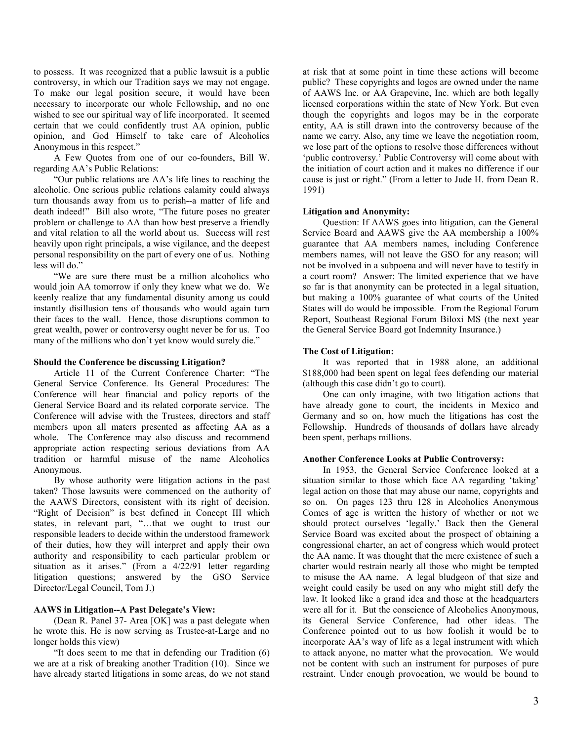to possess. It was recognized that a public lawsuit is a public controversy, in which our Tradition says we may not engage. To make our legal position secure, it would have been necessary to incorporate our whole Fellowship, and no one wished to see our spiritual way of life incorporated. It seemed certain that we could confidently trust AA opinion, public opinion, and God Himself to take care of Alcoholics Anonymous in this respect."

A Few Quotes from one of our co-founders, Bill W. regarding AA's Public Relations:

"Our public relations are AA's life lines to reaching the alcoholic. One serious public relations calamity could always turn thousands away from us to perish--a matter of life and death indeed!" Bill also wrote, "The future poses no greater problem or challenge to AA than how best preserve a friendly and vital relation to all the world about us. Success will rest heavily upon right principals, a wise vigilance, and the deepest personal responsibility on the part of every one of us. Nothing less will do."

"We are sure there must be a million alcoholics who would join AA tomorrow if only they knew what we do. We keenly realize that any fundamental disunity among us could instantly disillusion tens of thousands who would again turn their faces to the wall. Hence, those disruptions common to great wealth, power or controversy ought never be for us. Too many of the millions who don't yet know would surely die."

**Should the Conference be discussing Litigation?**

Article 11 of the Current Conference Charter: "The General Service Conference. Its General Procedures: The Conference will hear financial and policy reports of the General Service Board and its related corporate service. The Conference will advise with the Trustees, directors and staff members upon all maters presented as affecting AA as a whole. The Conference may also discuss and recommend appropriate action respecting serious deviations from AA tradition or harmful misuse of the name Alcoholics Anonymous.

By whose authority were litigation actions in the past taken? Those lawsuits were commenced on the authority of the AAWS Directors, consistent with its right of decision. "Right of Decision" is best defined in Concept III which states, in relevant part, "…that we ought to trust our responsible leaders to decide within the understood framework of their duties, how they will interpret and apply their own authority and responsibility to each particular problem or situation as it arises." (From a 4/22/91 letter regarding litigation questions; answered by the GSO Service Director/Legal Council, Tom J.)

**AAWS in Litigation--A Past Delegate's View:**

(Dean R. Panel 37- Area [OK] was a past delegate when he wrote this. He is now serving as Trustee-at-Large and no longer holds this view)

"It does seem to me that in defending our Tradition (6) we are at a risk of breaking another Tradition (10). Since we have already started litigations in some areas, do we not stand at risk that at some point in time these actions will become public? These copyrights and logos are owned under the name of AAWS Inc. or AA Grapevine, Inc. which are both legally licensed corporations within the state of New York. But even though the copyrights and logos may be in the corporate entity, AA is still drawn into the controversy because of the name we carry. Also, any time we leave the negotiation room, we lose part of the options to resolve those differences without 'public controversy.' Public Controversy will come about with the initiation of court action and it makes no difference if our cause is just or right." (From a letter to Jude H. from Dean R. 1991)

**Litigation and Anonymity:**

Question: If AAWS goes into litigation, can the General Service Board and AAWS give the AA membership a 100% guarantee that AA members names, including Conference members names, will not leave the GSO for any reason; will not be involved in a subpoena and will never have to testify in a court room? Answer: The limited experience that we have so far is that anonymity can be protected in a legal situation, but making a 100% guarantee of what courts of the United States will do would be impossible. From the Regional Forum Report, Southeast Regional Forum Biloxi MS (the next year the General Service Board got Indemnity Insurance.)

**The Cost of Litigation:**

It was reported that in 1988 alone, an additional \$188,000 had been spent on legal fees defending our material (although this case didn't go to court).

One can only imagine, with two litigation actions that have already gone to court, the incidents in Mexico and Germany and so on, how much the litigations has cost the Fellowship. Hundreds of thousands of dollars have already been spent, perhaps millions.

**Another Conference Looks at Public Controversy:**

In 1953, the General Service Conference looked at a situation similar to those which face AA regarding 'taking' legal action on those that may abuse our name, copyrights and so on. On pages 123 thru 128 in Alcoholics Anonymous Comes of age is written the history of whether or not we should protect ourselves 'legally.' Back then the General Service Board was excited about the prospect of obtaining a congressional charter, an act of congress which would protect the AA name. It was thought that the mere existence of such a charter would restrain nearly all those who might be tempted to misuse the AA name. A legal bludgeon of that size and weight could easily be used on any who might still defy the law. It looked like a grand idea and those at the headquarters were all for it. But the conscience of Alcoholics Anonymous, its General Service Conference, had other ideas. The Conference pointed out to us how foolish it would be to incorporate AA's way of life as a legal instrument with which to attack anyone, no matter what the provocation. We would not be content with such an instrument for purposes of pure restraint. Under enough provocation, we would be bound to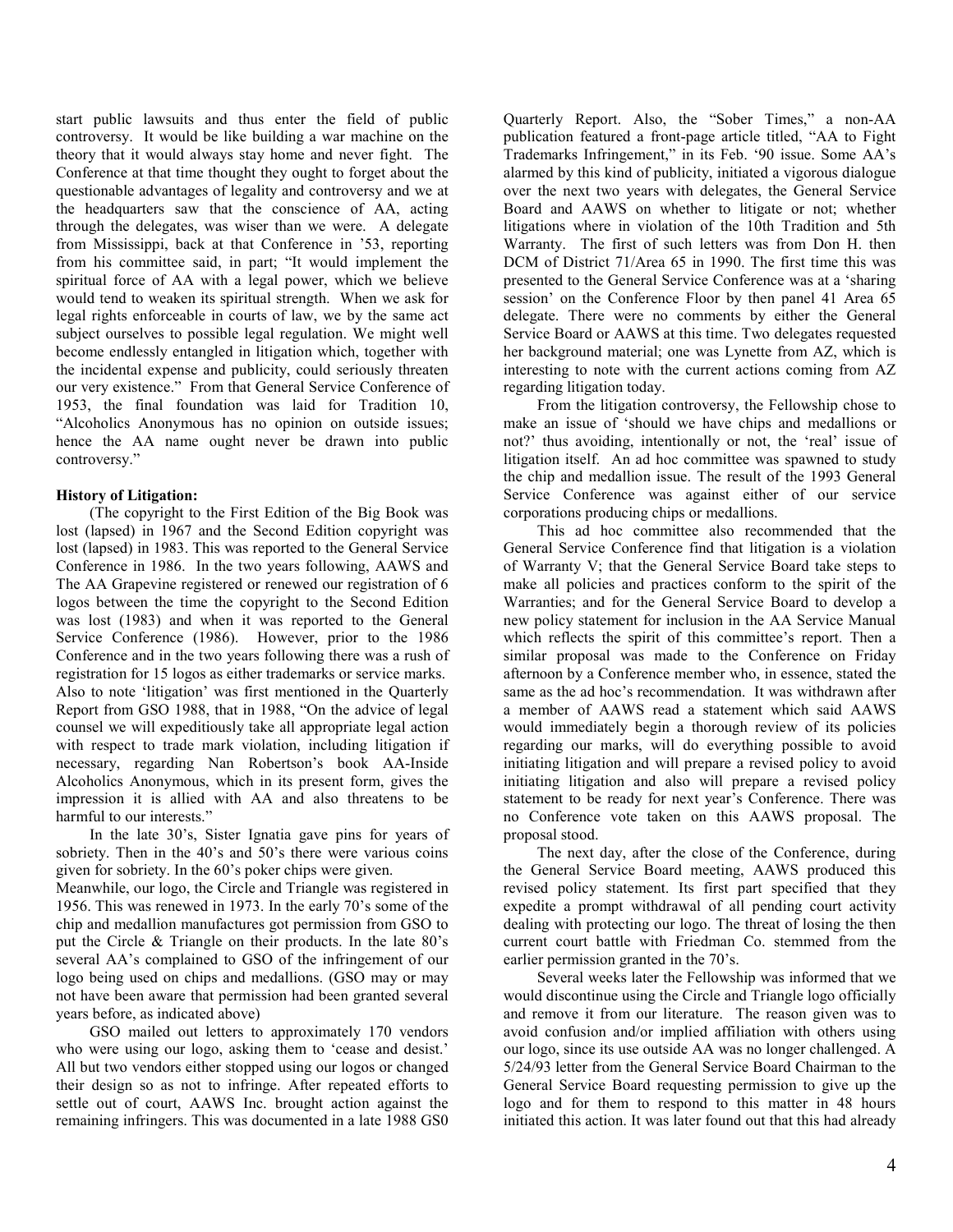start public lawsuits and thus enter the field of public controversy. It would be like building a war machine on the theory that it would always stay home and never fight. The Conference at that time thought they ought to forget about the questionable advantages of legality and controversy and we at the headquarters saw that the conscience of AA, acting through the delegates, was wiser than we were. A delegate from Mississippi, back at that Conference in '53, reporting from his committee said, in part; "It would implement the spiritual force of AA with a legal power, which we believe would tend to weaken its spiritual strength. When we ask for legal rights enforceable in courts of law, we by the same act subject ourselves to possible legal regulation. We might well become endlessly entangled in litigation which, together with the incidental expense and publicity, could seriously threaten our very existence." From that General Service Conference of 1953, the final foundation was laid for Tradition 10, "Alcoholics Anonymous has no opinion on outside issues; hence the AA name ought never be drawn into public controversy."

**History of Litigation:**

(The copyright to the First Edition of the Big Book was lost (lapsed) in 1967 and the Second Edition copyright was lost (lapsed) in 1983. This was reported to the General Service Conference in 1986. In the two years following, AAWS and The AA Grapevine registered or renewed our registration of 6 logos between the time the copyright to the Second Edition was lost (1983) and when it was reported to the General Service Conference (1986). However, prior to the 1986 Conference and in the two years following there was a rush of registration for 15 logos as either trademarks or service marks. Also to note 'litigation' was first mentioned in the Quarterly Report from GSO 1988, that in 1988, "On the advice of legal counsel we will expeditiously take all appropriate legal action with respect to trade mark violation, including litigation if necessary, regarding Nan Robertson's book AA-Inside Alcoholics Anonymous, which in its present form, gives the impression it is allied with AA and also threatens to be harmful to our interests."

In the late 30's, Sister Ignatia gave pins for years of sobriety. Then in the 40's and 50's there were various coins given for sobriety. In the 60's poker chips were given.

Meanwhile, our logo, the Circle and Triangle was registered in 1956. This was renewed in 1973. In the early 70's some of the chip and medallion manufactures got permission from GSO to put the Circle & Triangle on their products. In the late 80's several AA's complained to GSO of the infringement of our logo being used on chips and medallions. (GSO may or may not have been aware that permission had been granted several years before, as indicated above)

GSO mailed out letters to approximately 170 vendors who were using our logo, asking them to 'cease and desist.' All but two vendors either stopped using our logos or changed their design so as not to infringe. After repeated efforts to settle out of court, AAWS Inc. brought action against the remaining infringers. This was documented in a late 1988 GS0 Quarterly Report. Also, the "Sober Times," a non-AA publication featured a front-page article titled, "AA to Fight Trademarks Infringement," in its Feb. '90 issue. Some AA's alarmed by this kind of publicity, initiated a vigorous dialogue over the next two years with delegates, the General Service Board and AAWS on whether to litigate or not; whether litigations where in violation of the 10th Tradition and 5th Warranty. The first of such letters was from Don H. then DCM of District 71/Area 65 in 1990. The first time this was presented to the General Service Conference was at a 'sharing session' on the Conference Floor by then panel 41 Area 65 delegate. There were no comments by either the General Service Board or AAWS at this time. Two delegates requested her background material; one was Lynette from AZ, which is interesting to note with the current actions coming from AZ regarding litigation today.

From the litigation controversy, the Fellowship chose to make an issue of 'should we have chips and medallions or not?' thus avoiding, intentionally or not, the 'real' issue of litigation itself. An ad hoc committee was spawned to study the chip and medallion issue. The result of the 1993 General Service Conference was against either of our service corporations producing chips or medallions.

This ad hoc committee also recommended that the General Service Conference find that litigation is a violation of Warranty V; that the General Service Board take steps to make all policies and practices conform to the spirit of the Warranties; and for the General Service Board to develop a new policy statement for inclusion in the AA Service Manual which reflects the spirit of this committee's report. Then a similar proposal was made to the Conference on Friday afternoon by a Conference member who, in essence, stated the same as the ad hoc's recommendation. It was withdrawn after a member of AAWS read a statement which said AAWS would immediately begin a thorough review of its policies regarding our marks, will do everything possible to avoid initiating litigation and will prepare a revised policy to avoid initiating litigation and also will prepare a revised policy statement to be ready for next year's Conference. There was no Conference vote taken on this AAWS proposal. The proposal stood.

The next day, after the close of the Conference, during the General Service Board meeting, AAWS produced this revised policy statement. Its first part specified that they expedite a prompt withdrawal of all pending court activity dealing with protecting our logo. The threat of losing the then current court battle with Friedman Co. stemmed from the earlier permission granted in the 70's.

Several weeks later the Fellowship was informed that we would discontinue using the Circle and Triangle logo officially and remove it from our literature. The reason given was to avoid confusion and/or implied affiliation with others using our logo, since its use outside AA was no longer challenged. A 5/24/93 letter from the General Service Board Chairman to the General Service Board requesting permission to give up the logo and for them to respond to this matter in 48 hours initiated this action. It was later found out that this had already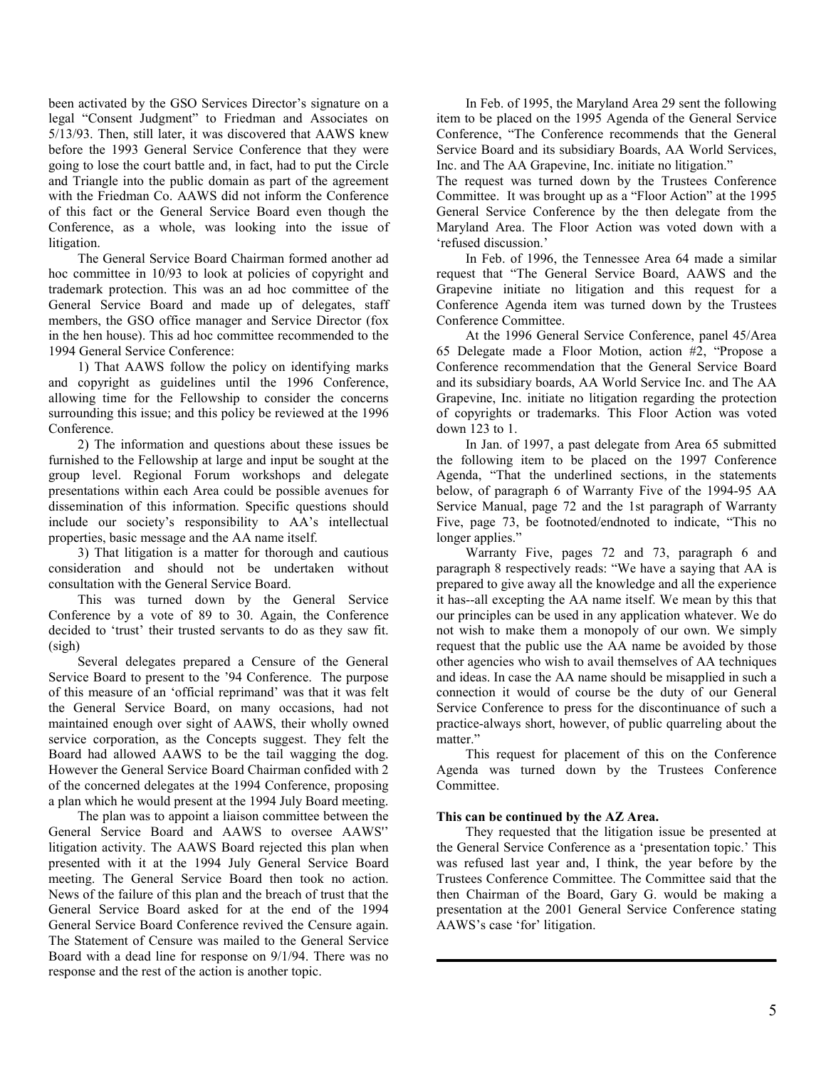been activated by the GSO Services Director's signature on a legal "Consent Judgment" to Friedman and Associates on 5/13/93. Then, still later, it was discovered that AAWS knew before the 1993 General Service Conference that they were going to lose the court battle and, in fact, had to put the Circle and Triangle into the public domain as part of the agreement with the Friedman Co. AAWS did not inform the Conference of this fact or the General Service Board even though the Conference, as a whole, was looking into the issue of litigation.

The General Service Board Chairman formed another ad hoc committee in 10/93 to look at policies of copyright and trademark protection. This was an ad hoc committee of the General Service Board and made up of delegates, staff members, the GSO office manager and Service Director (fox in the hen house). This ad hoc committee recommended to the 1994 General Service Conference:

1) That AAWS follow the policy on identifying marks and copyright as guidelines until the 1996 Conference, allowing time for the Fellowship to consider the concerns surrounding this issue; and this policy be reviewed at the 1996 Conference.

2) The information and questions about these issues be furnished to the Fellowship at large and input be sought at the group level. Regional Forum workshops and delegate presentations within each Area could be possible avenues for dissemination of this information. Specific questions should include our society's responsibility to AA's intellectual properties, basic message and the AA name itself.

3) That litigation is a matter for thorough and cautious consideration and should not be undertaken without consultation with the General Service Board.

This was turned down by the General Service Conference by a vote of 89 to 30. Again, the Conference decided to 'trust' their trusted servants to do as they saw fit. (sigh)

Several delegates prepared a Censure of the General Service Board to present to the '94 Conference. The purpose of this measure of an 'official reprimand' was that it was felt the General Service Board, on many occasions, had not maintained enough over sight of AAWS, their wholly owned service corporation, as the Concepts suggest. They felt the Board had allowed AAWS to be the tail wagging the dog. However the General Service Board Chairman confided with 2 of the concerned delegates at the 1994 Conference, proposing a plan which he would present at the 1994 July Board meeting.

The plan was to appoint a liaison committee between the General Service Board and AAWS to oversee AAWS'' litigation activity. The AAWS Board rejected this plan when presented with it at the 1994 July General Service Board meeting. The General Service Board then took no action. News of the failure of this plan and the breach of trust that the General Service Board asked for at the end of the 1994 General Service Board Conference revived the Censure again. The Statement of Censure was mailed to the General Service Board with a dead line for response on 9/1/94. There was no response and the rest of the action is another topic.

In Feb. of 1995, the Maryland Area 29 sent the following item to be placed on the 1995 Agenda of the General Service Conference, "The Conference recommends that the General Service Board and its subsidiary Boards, AA World Services, Inc. and The AA Grapevine, Inc. initiate no litigation."

The request was turned down by the Trustees Conference Committee. It was brought up as a "Floor Action" at the 1995 General Service Conference by the then delegate from the Maryland Area. The Floor Action was voted down with a 'refused discussion.'

In Feb. of 1996, the Tennessee Area 64 made a similar request that "The General Service Board, AAWS and the Grapevine initiate no litigation and this request for a Conference Agenda item was turned down by the Trustees Conference Committee.

At the 1996 General Service Conference, panel 45/Area 65 Delegate made a Floor Motion, action #2, "Propose a Conference recommendation that the General Service Board and its subsidiary boards, AA World Service Inc. and The AA Grapevine, Inc. initiate no litigation regarding the protection of copyrights or trademarks. This Floor Action was voted down 123 to 1.

In Jan. of 1997, a past delegate from Area 65 submitted the following item to be placed on the 1997 Conference Agenda, "That the underlined sections, in the statements below, of paragraph 6 of Warranty Five of the 1994-95 AA Service Manual, page 72 and the 1st paragraph of Warranty Five, page 73, be footnoted/endnoted to indicate, "This no longer applies."

Warranty Five, pages 72 and 73, paragraph 6 and paragraph 8 respectively reads: "We have a saying that AA is prepared to give away all the knowledge and all the experience it has--all excepting the AA name itself. We mean by this that our principles can be used in any application whatever. We do not wish to make them a monopoly of our own. We simply request that the public use the AA name be avoided by those other agencies who wish to avail themselves of AA techniques and ideas. In case the AA name should be misapplied in such a connection it would of course be the duty of our General Service Conference to press for the discontinuance of such a practice-always short, however, of public quarreling about the matter."

This request for placement of this on the Conference Agenda was turned down by the Trustees Conference Committee.

**This can be continued by the AZ Area.**

They requested that the litigation issue be presented at the General Service Conference as a 'presentation topic.' This was refused last year and, I think, the year before by the Trustees Conference Committee. The Committee said that the then Chairman of the Board, Gary G. would be making a presentation at the 2001 General Service Conference stating AAWS's case 'for' litigation.

---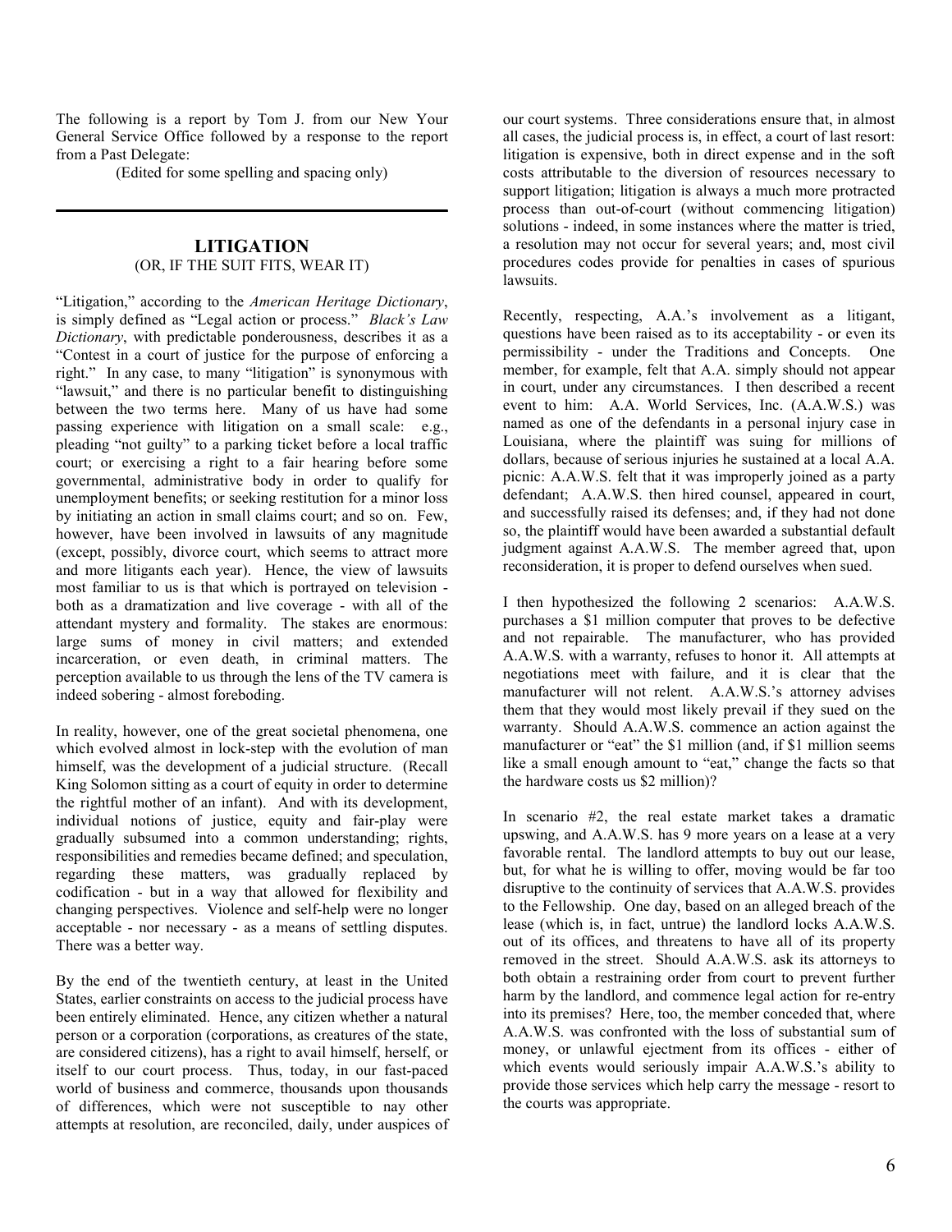The following is a report by Tom J. from our New Your General Service Office followed by a response to the report from a Past Delegate:

(Edited for some spelling and spacing only)

---

## LITIGATION

(OR, IF THE SUIT FITS, WEAR IT)

"Litigation," according to the *American Heritage Dictionary*, is simply defined as "Legal action or process." *Black's Law Dictionary*, with predictable ponderousness, describes it as a "Contest in a court of justice for the purpose of enforcing a right." In any case, to many "litigation" is synonymous with "lawsuit," and there is no particular benefit to distinguishing between the two terms here. Many of us have had some passing experience with litigation on a small scale: e.g., pleading "not guilty" to a parking ticket before a local traffic court; or exercising a right to a fair hearing before some governmental, administrative body in order to qualify for unemployment benefits; or seeking restitution for a minor loss by initiating an action in small claims court; and so on. Few, however, have been involved in lawsuits of any magnitude (except, possibly, divorce court, which seems to attract more and more litigants each year). Hence, the view of lawsuits most familiar to us is that which is portrayed on television - both as a dramatization and live coverage - with all of the attendant mystery and formality. The stakes are enormous: large sums of money in civil matters; and extended incarceration, or even death, in criminal matters. The perception available to us through the lens of the TV camera is indeed sobering - almost foreboding.

In reality, however, one of the great societal phenomena, one which evolved almost in lock-step with the evolution of man himself, was the development of a judicial structure. (Recall King Solomon sitting as a court of equity in order to determine the rightful mother of an infant). And with its development, individual notions of justice, equity and fair-play were gradually subsumed into a common understanding; rights, responsibilities and remedies became defined; and speculation, regarding these matters, was gradually replaced by codification - but in a way that allowed for flexibility and changing perspectives. Violence and self-help were no longer acceptable - nor necessary - as a means of settling disputes. There was a better way.

By the end of the twentieth century, at least in the United States, earlier constraints on access to the judicial process have been entirely eliminated. Hence, any citizen whether a natural person or a corporation (corporations, as creatures of the state, are considered citizens), has a right to avail himself, herself, or itself to our court process. Thus, today, in our fast-paced world of business and commerce, thousands upon thousands of differences, which were not susceptible to nay other attempts at resolution, are reconciled, daily, under auspices of our court systems. Three considerations ensure that, in almost all cases, the judicial process is, in effect, a court of last resort: litigation is expensive, both in direct expense and in the soft costs attributable to the diversion of resources necessary to support litigation; litigation is always a much more protracted process than out-of-court (without commencing litigation) solutions - indeed, in some instances where the matter is tried, a resolution may not occur for several years; and, most civil procedures codes provide for penalties in cases of spurious lawsuits.

Recently, respecting, A.A.'s involvement as a litigant, questions have been raised as to its acceptability - or even its permissibility - under the Traditions and Concepts. One member, for example, felt that A.A. simply should not appear in court, under any circumstances. I then described a recent event to him: A.A. World Services, Inc. (A.A.W.S.) was named as one of the defendants in a personal injury case in Louisiana, where the plaintiff was suing for millions of dollars, because of serious injuries he sustained at a local A.A. picnic: A.A.W.S. felt that it was improperly joined as a party defendant; A.A.W.S. then hired counsel, appeared in court, and successfully raised its defenses; and, if they had not done so, the plaintiff would have been awarded a substantial default judgment against A.A.W.S. The member agreed that, upon reconsideration, it is proper to defend ourselves when sued.

I then hypothesized the following 2 scenarios: A.A.W.S. purchases a $1 million computer that proves to be defective and not repairable. The manufacturer, who has provided A.A.W.S. with a warranty, refuses to honor it. All attempts at negotiations meet with failure, and it is clear that the manufacturer will not relent. A.A.W.S.'s attorney advises them that they would most likely prevail if they sued on the warranty. Should A.A.W.S. commence an action against the manufacturer or "eat" the $1 million (and, if $1 million seems like a small enough amount to "eat," change the facts so that the hardware costs us $2 million)?

In scenario #2, the real estate market takes a dramatic upswing, and A.A.W.S. has 9 more years on a lease at a very favorable rental. The landlord attempts to buy out our lease, but, for what he is willing to offer, moving would be far too disruptive to the continuity of services that A.A.W.S. provides to the Fellowship. One day, based on an alleged breach of the lease (which is, in fact, untrue) the landlord locks A.A.W.S. out of its offices, and threatens to have all of its property removed in the street. Should A.A.W.S. ask its attorneys to both obtain a restraining order from court to prevent further harm by the landlord, and commence legal action for re-entry into its premises? Here, too, the member conceded that, where A.A.W.S. was confronted with the loss of substantial sum of money, or unlawful ejectment from its offices - either of which events would seriously impair A.A.W.S.'s ability to provide those services which help carry the message - resort to the courts was appropriate.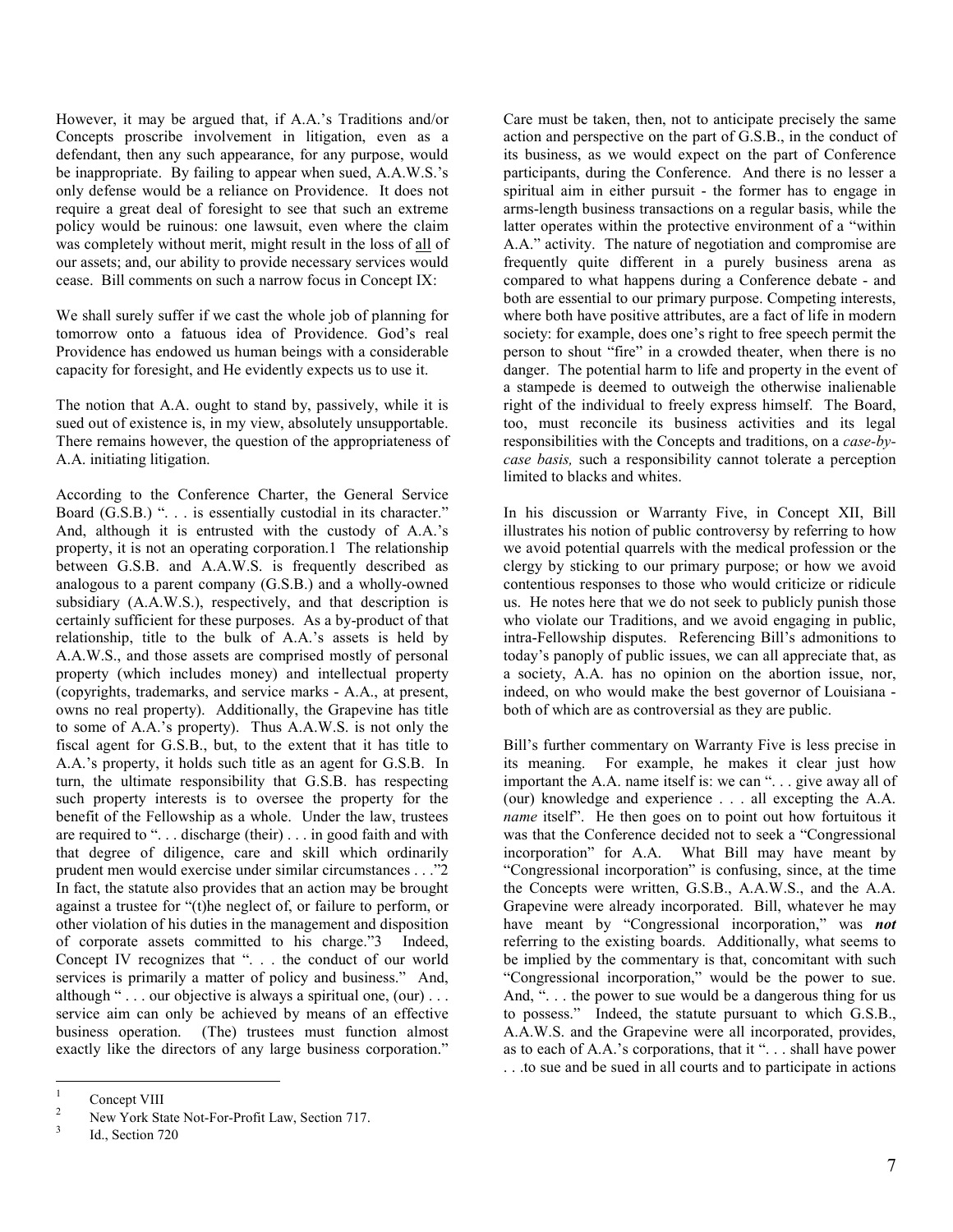However, it may be argued that, if A.A.'s Traditions and/or Concepts proscribe involvement in litigation, even as a defendant, then any such appearance, for any purpose, would be inappropriate. By failing to appear when sued, A.A.W.S.'s only defense would be a reliance on Providence. It does not require a great deal of foresight to see that such an extreme policy would be ruinous: one lawsuit, even where the claim was completely without merit, might result in the loss of all of our assets; and, our ability to provide necessary services would cease. Bill comments on such a narrow focus in Concept IX:

We shall surely suffer if we cast the whole job of planning for tomorrow onto a fatuous idea of Providence. God's real Providence has endowed us human beings with a considerable capacity for foresight, and He evidently expects us to use it.

The notion that A.A. ought to stand by, passively, while it is sued out of existence is, in my view, absolutely unsupportable. There remains however, the question of the appropriateness of A.A. initiating litigation.

According to the Conference Charter, the General Service Board (G.S.B.) ". . . is essentially custodial in its character." And, although it is entrusted with the custody of A.A.'s property, it is not an operating corporation.[1] The relationship between G.S.B. and A.A.W.S. is frequently described as analogous to a parent company (G.S.B.) and a wholly-owned subsidiary (A.A.W.S.), respectively, and that description is certainly sufficient for these purposes. As a by-product of that relationship, title to the bulk of A.A.'s assets is held by A.A.W.S., and those assets are comprised mostly of personal property (which includes money) and intellectual property (copyrights, trademarks, and service marks - A.A., at present, owns no real property). Additionally, the Grapevine has title to some of A.A.'s property). Thus A.A.W.S. is not only the fiscal agent for G.S.B., but, to the extent that it has title to A.A.'s property, it holds such title as an agent for G.S.B. In turn, the ultimate responsibility that G.S.B. has respecting such property interests is to oversee the property for the benefit of the Fellowship as a whole. Under the law, trustees are required to ". . . discharge (their) . . . in good faith and with that degree of diligence, care and skill which ordinarily prudent men would exercise under similar circumstances . . ."[2] In fact, the statute also provides that an action may be brought against a trustee for "(t)he neglect of, or failure to perform, or other violation of his duties in the management and disposition of corporate assets committed to his charge."[3] Indeed, Concept IV recognizes that ". . . the conduct of our world services is primarily a matter of policy and business." And, although " . . . our objective is always a spiritual one, (our) . . . service aim can only be achieved by means of an effective business operation. (The) trustees must function almost exactly like the directors of any large business corporation."

Care must be taken, then, not to anticipate precisely the same action and perspective on the part of G.S.B., in the conduct of its business, as we would expect on the part of Conference participants, during the Conference. And there is no lesser a spiritual aim in either pursuit - the former has to engage in arms-length business transactions on a regular basis, while the latter operates within the protective environment of a "within A.A." activity. The nature of negotiation and compromise are frequently quite different in a purely business arena as compared to what happens during a Conference debate - and both are essential to our primary purpose. Competing interests, where both have positive attributes, are a fact of life in modern society: for example, does one's right to free speech permit the person to shout "fire" in a crowded theater, when there is no danger. The potential harm to life and property in the event of a stampede is deemed to outweigh the otherwise inalienable right of the individual to freely express himself. The Board, too, must reconcile its business activities and its legal responsibilities with the Concepts and traditions, on a *case-by-case basis,* such a responsibility cannot tolerate a perception limited to blacks and whites.

In his discussion or Warranty Five, in Concept XII, Bill illustrates his notion of public controversy by referring to how we avoid potential quarrels with the medical profession or the clergy by sticking to our primary purpose; or how we avoid contentious responses to those who would criticize or ridicule us. He notes here that we do not seek to publicly punish those who violate our Traditions, and we avoid engaging in public, intra-Fellowship disputes. Referencing Bill's admonitions to today's panoply of public issues, we can all appreciate that, as a society, A.A. has no opinion on the abortion issue, nor, indeed, on who would make the best governor of Louisiana - both of which are as controversial as they are public.

Bill's further commentary on Warranty Five is less precise in its meaning. For example, he makes it clear just how important the A.A. name itself is: we can ". . . give away all of (our) knowledge and experience . . . all excepting the A.A. *name* itself". He then goes on to point out how fortuitous it was that the Conference decided not to seek a "Congressional incorporation" for A.A. What Bill may have meant by "Congressional incorporation" is confusing, since, at the time the Concepts were written, G.S.B., A.A.W.S., and the A.A. Grapevine were already incorporated. Bill, whatever he may have meant by "Congressional incorporation," was ***not*** referring to the existing boards. Additionally, what seems to be implied by the commentary is that, concomitant with such "Congressional incorporation," would be the power to sue. And, ". . . the power to sue would be a dangerous thing for us to possess." Indeed, the statute pursuant to which G.S.B., A.A.W.S. and the Grapevine were all incorporated, provides, as to each of A.A.'s corporations, that it ". . . shall have power . . .to sue and be sued in all courts and to participate in actions

---

[1] Concept VIII

[2] New York State Not-For-Profit Law, Section 717.

[3] Id., Section 720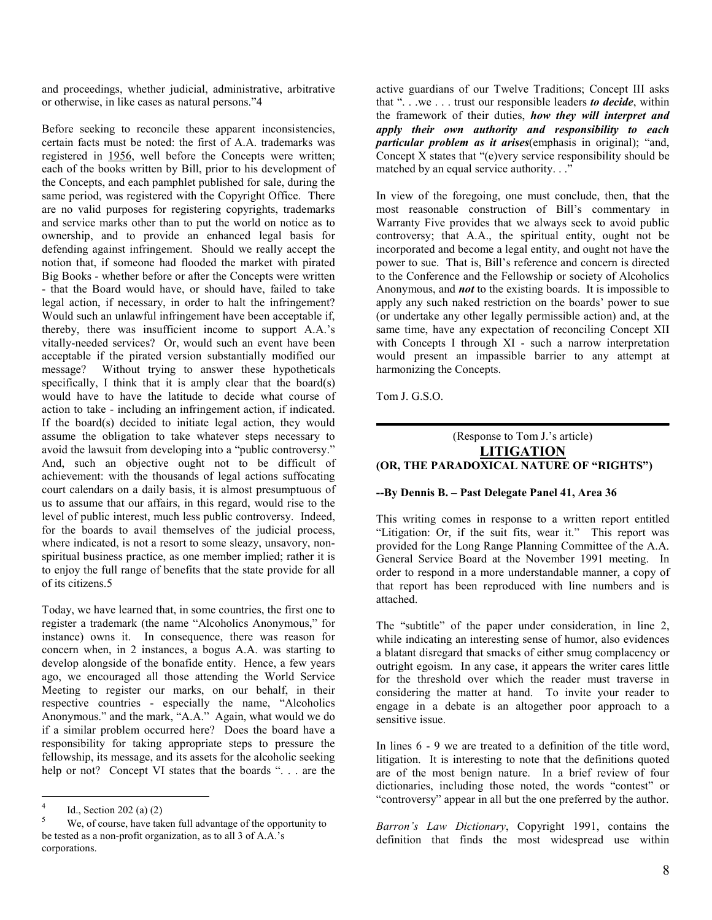and proceedings, whether judicial, administrative, arbitrative or otherwise, in like cases as natural persons."[4]

Before seeking to reconcile these apparent inconsistencies, certain facts must be noted: the first of A.A. trademarks was registered in 1956, well before the Concepts were written; each of the books written by Bill, prior to his development of the Concepts, and each pamphlet published for sale, during the same period, was registered with the Copyright Office. There are no valid purposes for registering copyrights, trademarks and service marks other than to put the world on notice as to ownership, and to provide an enhanced legal basis for defending against infringement. Should we really accept the notion that, if someone had flooded the market with pirated Big Books - whether before or after the Concepts were written - that the Board would have, or should have, failed to take legal action, if necessary, in order to halt the infringement? Would such an unlawful infringement have been acceptable if, thereby, there was insufficient income to support A.A.'s vitally-needed services? Or, would such an event have been acceptable if the pirated version substantially modified our message? Without trying to answer these hypotheticals specifically, I think that it is amply clear that the board(s) would have to have the latitude to decide what course of action to take - including an infringement action, if indicated. If the board(s) decided to initiate legal action, they would assume the obligation to take whatever steps necessary to avoid the lawsuit from developing into a "public controversy." And, such an objective ought not to be difficult of achievement: with the thousands of legal actions suffocating court calendars on a daily basis, it is almost presumptuous of us to assume that our affairs, in this regard, would rise to the level of public interest, much less public controversy. Indeed, for the boards to avail themselves of the judicial process, where indicated, is not a resort to some sleazy, unsavory, non-spiritual business practice, as one member implied; rather it is to enjoy the full range of benefits that the state provide for all of its citizens.[5]

Today, we have learned that, in some countries, the first one to register a trademark (the name "Alcoholics Anonymous," for instance) owns it. In consequence, there was reason for concern when, in 2 instances, a bogus A.A. was starting to develop alongside of the bonafide entity. Hence, a few years ago, we encouraged all those attending the World Service Meeting to register our marks, on our behalf, in their respective countries - especially the name, "Alcoholics Anonymous." and the mark, "A.A." Again, what would we do if a similar problem occurred here? Does the board have a responsibility for taking appropriate steps to pressure the fellowship, its message, and its assets for the alcoholic seeking help or not? Concept VI states that the boards ". . . are the active guardians of our Twelve Traditions; Concept III asks that ". . .we . . . trust our responsible leaders ***to decide***, within the framework of their duties, ***how they will interpret and apply their own authority and responsibility to each particular problem as it arises***(emphasis in original); "and, Concept X states that "(e)very service responsibility should be matched by an equal service authority. . ."

In view of the foregoing, one must conclude, then, that the most reasonable construction of Bill's commentary in Warranty Five provides that we always seek to avoid public controversy; that A.A., the spiritual entity, ought not be incorporated and become a legal entity, and ought not have the power to sue. That is, Bill's reference and concern is directed to the Conference and the Fellowship or society of Alcoholics Anonymous, and ***not*** to the existing boards. It is impossible to apply any such naked restriction on the boards' power to sue (or undertake any other legally permissible action) and, at the same time, have any expectation of reconciling Concept XII with Concepts I through XI - such a narrow interpretation would present an impassible barrier to any attempt at harmonizing the Concepts.

Tom J. G.S.O.

---

(Response to Tom J.'s article)

## LITIGATION
## (OR, THE PARADOXICAL NATURE OF "RIGHTS")

**--By Dennis B. – Past Delegate Panel 41, Area 36**

This writing comes in response to a written report entitled "Litigation: Or, if the suit fits, wear it." This report was provided for the Long Range Planning Committee of the A.A. General Service Board at the November 1991 meeting. In order to respond in a more understandable manner, a copy of that report has been reproduced with line numbers and is attached.

The "subtitle" of the paper under consideration, in line 2, while indicating an interesting sense of humor, also evidences a blatant disregard that smacks of either smug complacency or outright egoism. In any case, it appears the writer cares little for the threshold over which the reader must traverse in considering the matter at hand. To invite your reader to engage in a debate is an altogether poor approach to a sensitive issue.

In lines 6 - 9 we are treated to a definition of the title word, litigation. It is interesting to note that the definitions quoted are of the most benign nature. In a brief review of four dictionaries, including those noted, the words "contest" or "controversy" appear in all but the one preferred by the author.

*Barron's Law Dictionary*, Copyright 1991, contains the definition that finds the most widespread use within

---

[4] Id., Section 202 (a) (2)

[5] We, of course, have taken full advantage of the opportunity to be tested as a non-profit organization, as to all 3 of A.A.'s corporations.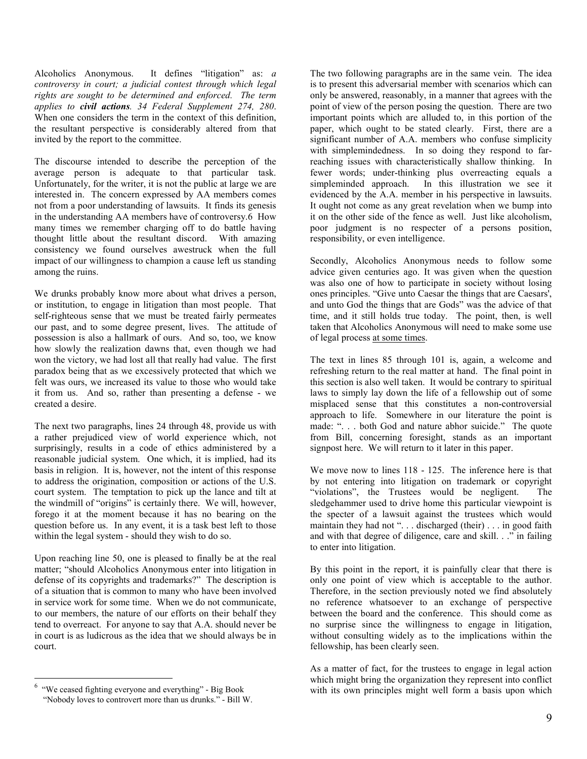Alcoholics Anonymous. It defines "litigation" as: *a controversy in court; a judicial contest through which legal rights are sought to be determined and enforced. The term applies to **civil actions**. 34 Federal Supplement 274, 280.* When one considers the term in the context of this definition, the resultant perspective is considerably altered from that invited by the report to the committee.

The discourse intended to describe the perception of the average person is adequate to that particular task. Unfortunately, for the writer, it is not the public at large we are interested in. The concern expressed by AA members comes not from a poor understanding of lawsuits. It finds its genesis in the understanding AA members have of controversy.[6] How many times we remember charging off to do battle having thought little about the resultant discord. With amazing consistency we found ourselves awestruck when the full impact of our willingness to champion a cause left us standing among the ruins.

We drunks probably know more about what drives a person, or institution, to engage in litigation than most people. That self-righteous sense that we must be treated fairly permeates our past, and to some degree present, lives. The attitude of possession is also a hallmark of ours. And so, too, we know how slowly the realization dawns that, even though we had won the victory, we had lost all that really had value. The first paradox being that as we excessively protected that which we felt was ours, we increased its value to those who would take it from us. And so, rather than presenting a defense - we created a desire.

The next two paragraphs, lines 24 through 48, provide us with a rather prejudiced view of world experience which, not surprisingly, results in a code of ethics administered by a reasonable judicial system. One which, it is implied, had its basis in religion. It is, however, not the intent of this response to address the origination, composition or actions of the U.S. court system. The temptation to pick up the lance and tilt at the windmill of "origins" is certainly there. We will, however, forego it at the moment because it has no bearing on the question before us. In any event, it is a task best left to those within the legal system - should they wish to do so.

Upon reaching line 50, one is pleased to finally be at the real matter; "should Alcoholics Anonymous enter into litigation in defense of its copyrights and trademarks?" The description is of a situation that is common to many who have been involved in service work for some time. When we do not communicate, to our members, the nature of our efforts on their behalf they tend to overreact. For anyone to say that A.A. should never be in court is as ludicrous as the idea that we should always be in court.

The two following paragraphs are in the same vein. The idea is to present this adversarial member with scenarios which can only be answered, reasonably, in a manner that agrees with the point of view of the person posing the question. There are two important points which are alluded to, in this portion of the paper, which ought to be stated clearly. First, there are a significant number of A.A. members who confuse simplicity with simplemindedness. In so doing they respond to far-reaching issues with characteristically shallow thinking. In fewer words; under-thinking plus overreacting equals a simpleminded approach. In this illustration we see it evidenced by the A.A. member in his perspective in lawsuits. It ought not come as any great revelation when we bump into it on the other side of the fence as well. Just like alcoholism, poor judgment is no respecter of a persons position, responsibility, or even intelligence.

Secondly, Alcoholics Anonymous needs to follow some advice given centuries ago. It was given when the question was also one of how to participate in society without losing ones principles. "Give unto Caesar the things that are Caesars', and unto God the things that are Gods" was the advice of that time, and it still holds true today. The point, then, is well taken that Alcoholics Anonymous will need to make some use of legal process <u>at some times</u>.

The text in lines 85 through 101 is, again, a welcome and refreshing return to the real matter at hand. The final point in this section is also well taken. It would be contrary to spiritual laws to simply lay down the life of a fellowship out of some misplaced sense that this constitutes a non-controversial approach to life. Somewhere in our literature the point is made: ". . . both God and nature abhor suicide." The quote from Bill, concerning foresight, stands as an important signpost here. We will return to it later in this paper.

We move now to lines 118 - 125. The inference here is that by not entering into litigation on trademark or copyright "violations", the Trustees would be negligent. The sledgehammer used to drive home this particular viewpoint is the specter of a lawsuit against the trustees which would maintain they had not ". . . discharged (their) . . . in good faith and with that degree of diligence, care and skill. . ." in failing to enter into litigation.

By this point in the report, it is painfully clear that there is only one point of view which is acceptable to the author. Therefore, in the section previously noted we find absolutely no reference whatsoever to an exchange of perspective between the board and the conference. This should come as no surprise since the willingness to engage in litigation, without consulting widely as to the implications within the fellowship, has been clearly seen.

As a matter of fact, for the trustees to engage in legal action which might bring the organization they represent into conflict with its own principles might well form a basis upon which

[6] "We ceased fighting everyone and everything" - Big Book
"Nobody loves to controvert more than us drunks." - Bill W.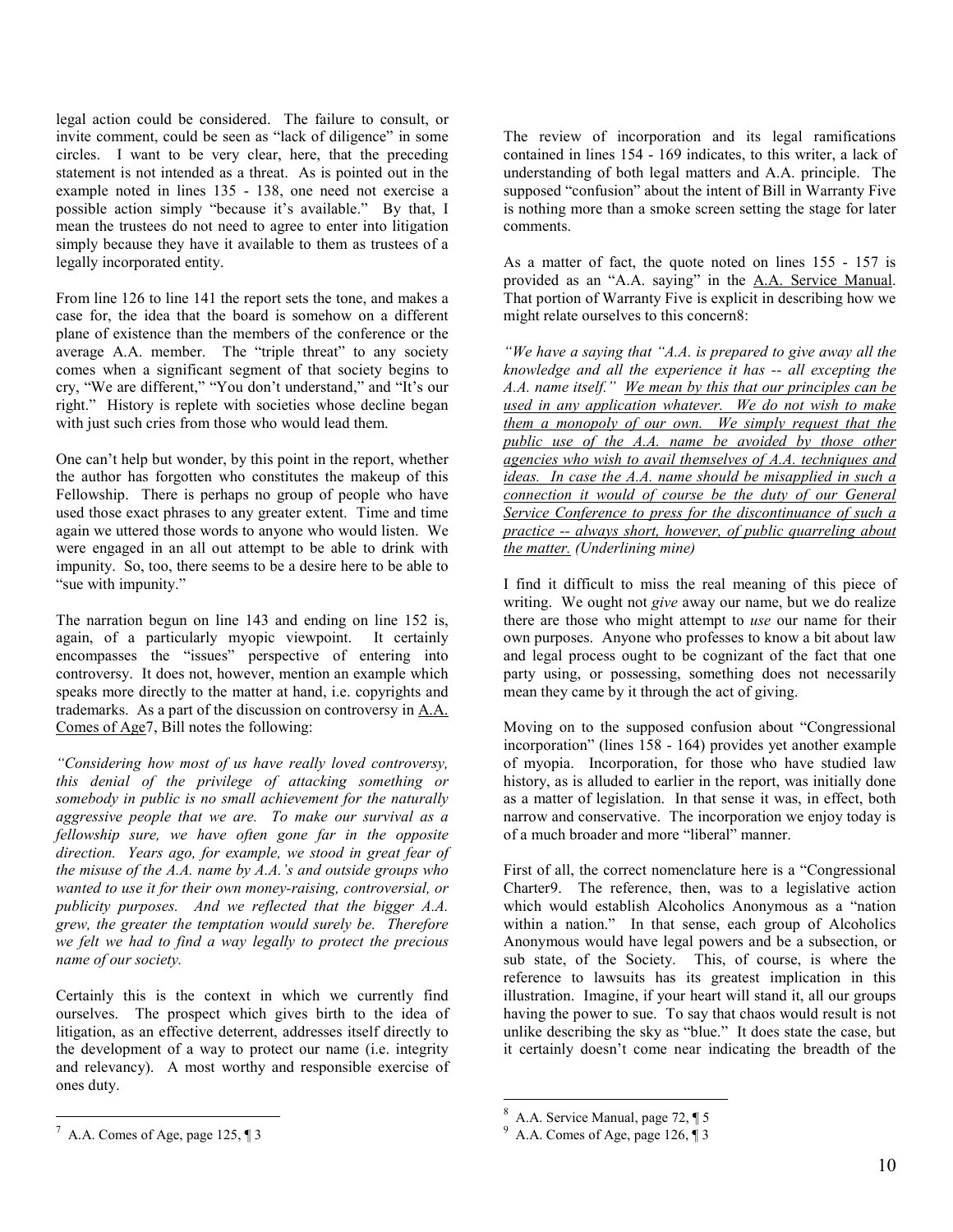legal action could be considered. The failure to consult, or invite comment, could be seen as "lack of diligence" in some circles. I want to be very clear, here, that the preceding statement is not intended as a threat. As is pointed out in the example noted in lines 135 - 138, one need not exercise a possible action simply "because it's available." By that, I mean the trustees do not need to agree to enter into litigation simply because they have it available to them as trustees of a legally incorporated entity.

From line 126 to line 141 the report sets the tone, and makes a case for, the idea that the board is somehow on a different plane of existence than the members of the conference or the average A.A. member. The "triple threat" to any society comes when a significant segment of that society begins to cry, "We are different," "You don't understand," and "It's our right." History is replete with societies whose decline began with just such cries from those who would lead them.

One can't help but wonder, by this point in the report, whether the author has forgotten who constitutes the makeup of this Fellowship. There is perhaps no group of people who have used those exact phrases to any greater extent. Time and time again we uttered those words to anyone who would listen. We were engaged in an all out attempt to be able to drink with impunity. So, too, there seems to be a desire here to be able to "sue with impunity."

The narration begun on line 143 and ending on line 152 is, again, of a particularly myopic viewpoint. It certainly encompasses the "issues" perspective of entering into controversy. It does not, however, mention an example which speaks more directly to the matter at hand, i.e. copyrights and trademarks. As a part of the discussion on controversy in A.A. Comes of Age[7], Bill notes the following:

*"Considering how most of us have really loved controversy, this denial of the privilege of attacking something or somebody in public is no small achievement for the naturally aggressive people that we are. To make our survival as a fellowship sure, we have often gone far in the opposite direction. Years ago, for example, we stood in great fear of the misuse of the A.A. name by A.A.'s and outside groups who wanted to use it for their own money-raising, controversial, or publicity purposes. And we reflected that the bigger A.A. grew, the greater the temptation would surely be. Therefore we felt we had to find a way legally to protect the precious name of our society.*

Certainly this is the context in which we currently find ourselves. The prospect which gives birth to the idea of litigation, as an effective deterrent, addresses itself directly to the development of a way to protect our name (i.e. integrity and relevancy). A most worthy and responsible exercise of ones duty.

The review of incorporation and its legal ramifications contained in lines 154 - 169 indicates, to this writer, a lack of understanding of both legal matters and A.A. principle. The supposed "confusion" about the intent of Bill in Warranty Five is nothing more than a smoke screen setting the stage for later comments.

As a matter of fact, the quote noted on lines 155 - 157 is provided as an "A.A. saying" in the A.A. Service Manual. That portion of Warranty Five is explicit in describing how we might relate ourselves to this concern[8]:

*"We have a saying that "A.A. is prepared to give away all the knowledge and all the experience it has -- all excepting the A.A. name itself." <u>We mean by this that our principles can be used in any application whatever. We do not wish to make them a monopoly of our own. We simply request that the public use of the A.A. name be avoided by those other agencies who wish to avail themselves of A.A. techniques and ideas. In case the A.A. name should be misapplied in such a connection it would of course be the duty of our General Service Conference to press for the discontinuance of such a practice -- always short, however, of public quarreling about the matter.</u> (Underlining mine)*

I find it difficult to miss the real meaning of this piece of writing. We ought not *give* away our name, but we do realize there are those who might attempt to *use* our name for their own purposes. Anyone who professes to know a bit about law and legal process ought to be cognizant of the fact that one party using, or possessing, something does not necessarily mean they came by it through the act of giving.

Moving on to the supposed confusion about "Congressional incorporation" (lines 158 - 164) provides yet another example of myopia. Incorporation, for those who have studied law history, as is alluded to earlier in the report, was initially done as a matter of legislation. In that sense it was, in effect, both narrow and conservative. The incorporation we enjoy today is of a much broader and more "liberal" manner.

First of all, the correct nomenclature here is a "Congressional Charter[9]. The reference, then, was to a legislative action which would establish Alcoholics Anonymous as a "nation within a nation." In that sense, each group of Alcoholics Anonymous would have legal powers and be a subsection, or sub state, of the Society. This, of course, is where the reference to lawsuits has its greatest implication in this illustration. Imagine, if your heart will stand it, all our groups having the power to sue. To say that chaos would result is not unlike describing the sky as "blue." It does state the case, but it certainly doesn't come near indicating the breadth of the

---

[7] A.A. Comes of Age, page 125, ¶ 3

[8] A.A. Service Manual, page 72, ¶ 5

[9] A.A. Comes of Age, page 126, ¶ 3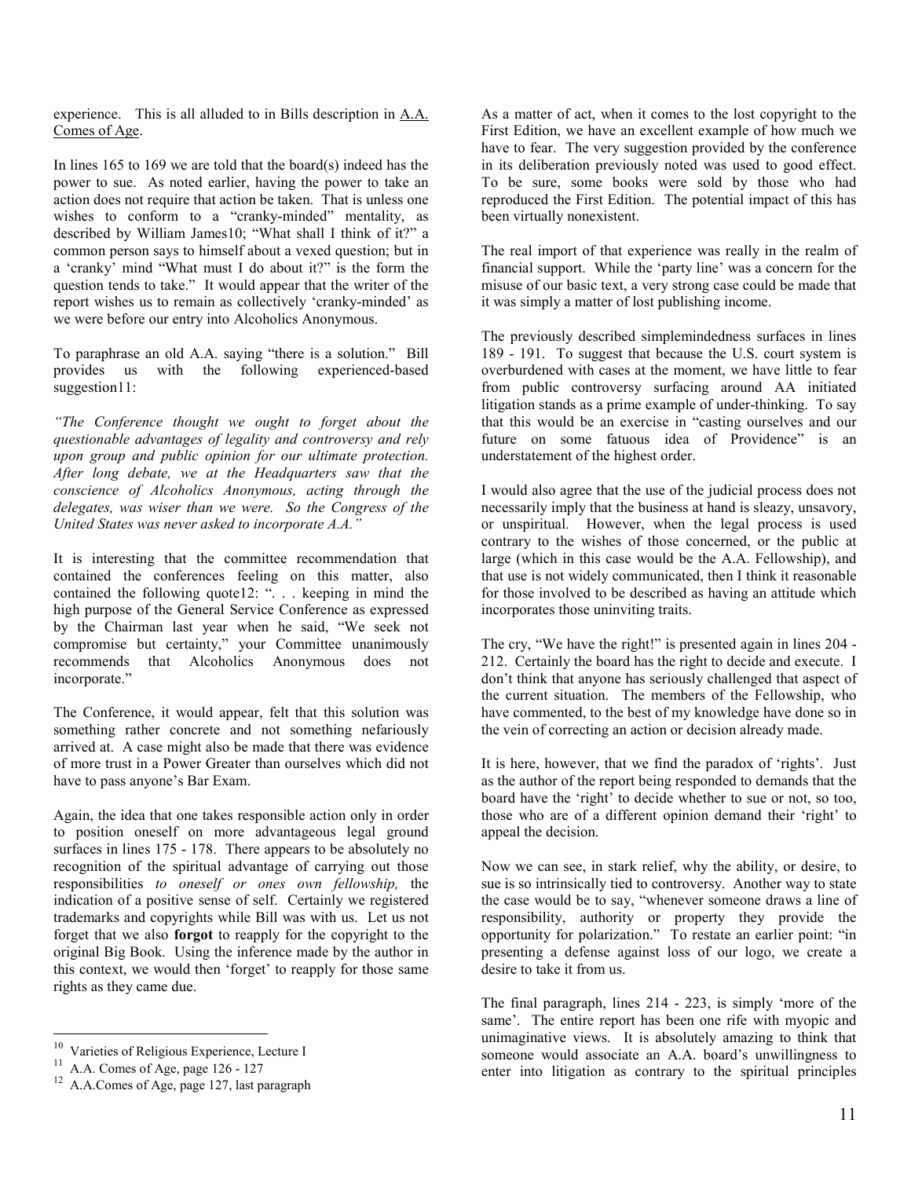experience. This is all alluded to in Bills description in A.A. Comes of Age.

In lines 165 to 169 we are told that the board(s) indeed has the power to sue. As noted earlier, having the power to take an action does not require that action be taken. That is unless one wishes to conform to a "cranky-minded" mentality, as described by William James[10]; "What shall I think of it?" a common person says to himself about a vexed question; but in a 'cranky' mind "What must I do about it?" is the form the question tends to take." It would appear that the writer of the report wishes us to remain as collectively 'cranky-minded' as we were before our entry into Alcoholics Anonymous.

To paraphrase an old A.A. saying "there is a solution." Bill provides us with the following experienced-based suggestion[11]:

*"The Conference thought we ought to forget about the questionable advantages of legality and controversy and rely upon group and public opinion for our ultimate protection. After long debate, we at the Headquarters saw that the conscience of Alcoholics Anonymous, acting through the delegates, was wiser than we were. So the Congress of the United States was never asked to incorporate A.A."*

It is interesting that the committee recommendation that contained the conferences feeling on this matter, also contained the following quote[12]: ". . . keeping in mind the high purpose of the General Service Conference as expressed by the Chairman last year when he said, "We seek not compromise but certainty," your Committee unanimously recommends that Alcoholics Anonymous does not incorporate."

The Conference, it would appear, felt that this solution was something rather concrete and not something nefariously arrived at. A case might also be made that there was evidence of more trust in a Power Greater than ourselves which did not have to pass anyone's Bar Exam.

Again, the idea that one takes responsible action only in order to position oneself on more advantageous legal ground surfaces in lines 175 - 178. There appears to be absolutely no recognition of the spiritual advantage of carrying out those responsibilities *to oneself or ones own fellowship,* the indication of a positive sense of self. Certainly we registered trademarks and copyrights while Bill was with us. Let us not forget that we also **forgot** to reapply for the copyright to the original Big Book. Using the inference made by the author in this context, we would then 'forget' to reapply for those same rights as they came due.

As a matter of act, when it comes to the lost copyright to the First Edition, we have an excellent example of how much we have to fear. The very suggestion provided by the conference in its deliberation previously noted was used to good effect. To be sure, some books were sold by those who had reproduced the First Edition. The potential impact of this has been virtually nonexistent.

The real import of that experience was really in the realm of financial support. While the 'party line' was a concern for the misuse of our basic text, a very strong case could be made that it was simply a matter of lost publishing income.

The previously described simplemindedness surfaces in lines 189 - 191. To suggest that because the U.S. court system is overburdened with cases at the moment, we have little to fear from public controversy surfacing around AA initiated litigation stands as a prime example of under-thinking. To say that this would be an exercise in "casting ourselves and our future on some fatuous idea of Providence" is an understatement of the highest order.

I would also agree that the use of the judicial process does not necessarily imply that the business at hand is sleazy, unsavory, or unspiritual. However, when the legal process is used contrary to the wishes of those concerned, or the public at large (which in this case would be the A.A. Fellowship), and that use is not widely communicated, then I think it reasonable for those involved to be described as having an attitude which incorporates those uninviting traits.

The cry, "We have the right!" is presented again in lines 204 - 212. Certainly the board has the right to decide and execute. I don't think that anyone has seriously challenged that aspect of the current situation. The members of the Fellowship, who have commented, to the best of my knowledge have done so in the vein of correcting an action or decision already made.

It is here, however, that we find the paradox of 'rights'. Just as the author of the report being responded to demands that the board have the 'right' to decide whether to sue or not, so too, those who are of a different opinion demand their 'right' to appeal the decision.

Now we can see, in stark relief, why the ability, or desire, to sue is so intrinsically tied to controversy. Another way to state the case would be to say, "whenever someone draws a line of responsibility, authority or property they provide the opportunity for polarization." To restate an earlier point: "in presenting a defense against loss of our logo, we create a desire to take it from us.

The final paragraph, lines 214 - 223, is simply 'more of the same'. The entire report has been one rife with myopic and unimaginative views. It is absolutely amazing to think that someone would associate an A.A. board's unwillingness to enter into litigation as contrary to the spiritual principles

---

[10] Varieties of Religious Experience, Lecture I

[11] A.A. Comes of Age, page 126 - 127

[12] A.A.Comes of Age, page 127, last paragraph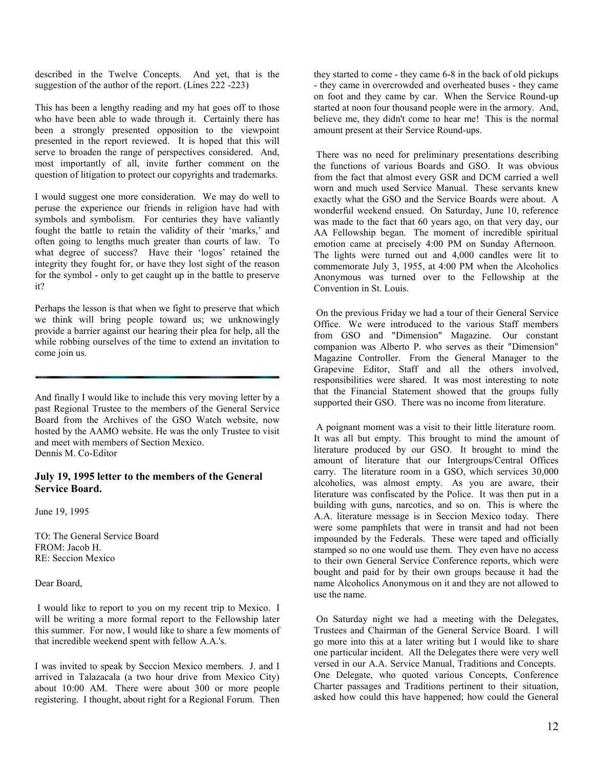described in the Twelve Concepts. And yet, that is the suggestion of the author of the report. (Lines 222 -223)

This has been a lengthy reading and my hat goes off to those who have been able to wade through it. Certainly there has been a strongly presented opposition to the viewpoint presented in the report reviewed. It is hoped that this will serve to broaden the range of perspectives considered. And, most importantly of all, invite further comment on the question of litigation to protect our copyrights and trademarks.

I would suggest one more consideration. We may do well to peruse the experience our friends in religion have had with symbols and symbolism. For centuries they have valiantly fought the battle to retain the validity of their 'marks,' and often going to lengths much greater than courts of law. To what degree of success? Have their 'logos' retained the integrity they fought for, or have they lost sight of the reason for the symbol - only to get caught up in the battle to preserve it?

Perhaps the lesson is that when we fight to preserve that which we think will bring people toward us; we unknowingly provide a barrier against our hearing their plea for help, all the while robbing ourselves of the time to extend an invitation to come join us.

---

And finally I would like to include this very moving letter by a past Regional Trustee to the members of the General Service Board from the Archives of the GSO Watch website, now hosted by the AAMO website. He was the only Trustee to visit and meet with members of Section Mexico.
Dennis M. Co-Editor

### July 19, 1995 letter to the members of the General Service Board.

June 19, 1995

TO: The General Service Board
FROM: Jacob H.
RE: Seccion Mexico

Dear Board,

I would like to report to you on my recent trip to Mexico. I will be writing a more formal report to the Fellowship later this summer. For now, I would like to share a few moments of that incredible weekend spent with fellow A.A.'s.

I was invited to speak by Seccion Mexico members. J. and I arrived in Talazacala (a two hour drive from Mexico City) about 10:00 AM. There were about 300 or more people registering. I thought, about right for a Regional Forum. Then they started to come - they came 6-8 in the back of old pickups - they came in overcrowded and overheated buses - they came on foot and they came by car. When the Service Round-up started at noon four thousand people were in the armory. And, believe me, they didn't come to hear me! This is the normal amount present at their Service Round-ups.

There was no need for preliminary presentations describing the functions of various Boards and GSO. It was obvious from the fact that almost every GSR and DCM carried a well worn and much used Service Manual. These servants knew exactly what the GSO and the Service Boards were about. A wonderful weekend ensued. On Saturday, June 10, reference was made to the fact that 60 years ago, on that very day, our AA Fellowship began. The moment of incredible spiritual emotion came at precisely 4:00 PM on Sunday Afternoon. The lights were turned out and 4,000 candles were lit to commemorate July 3, 1955, at 4:00 PM when the Alcoholics Anonymous was turned over to the Fellowship at the Convention in St. Louis.

On the previous Friday we had a tour of their General Service Office. We were introduced to the various Staff members from GSO and "Dimension" Magazine. Our constant companion was Alberto P. who serves as their "Dimension" Magazine Controller. From the General Manager to the Grapevine Editor, Staff and all the others involved, responsibilities were shared. It was most interesting to note that the Financial Statement showed that the groups fully supported their GSO. There was no income from literature.

A poignant moment was a visit to their little literature room. It was all but empty. This brought to mind the amount of literature produced by our GSO. It brought to mind the amount of literature that our Intergroups/Central Offices carry. The literature room in a GSO, which services 30,000 alcoholics, was almost empty. As you are aware, their literature was confiscated by the Police. It was then put in a building with guns, narcotics, and so on. This is where the A.A. literature message is in Seccion Mexico today. There were some pamphlets that were in transit and had not been impounded by the Federals. These were taped and officially stamped so no one would use them. They even have no access to their own General Service Conference reports, which were bought and paid for by their own groups because it had the name Alcoholics Anonymous on it and they are not allowed to use the name.

On Saturday night we had a meeting with the Delegates, Trustees and Chairman of the General Service Board. I will go more into this at a later writing but I would like to share one particular incident. All the Delegates there were very well versed in our A.A. Service Manual, Traditions and Concepts. One Delegate, who quoted various Concepts, Conference Charter passages and Traditions pertinent to their situation, asked how could this have happened; how could the General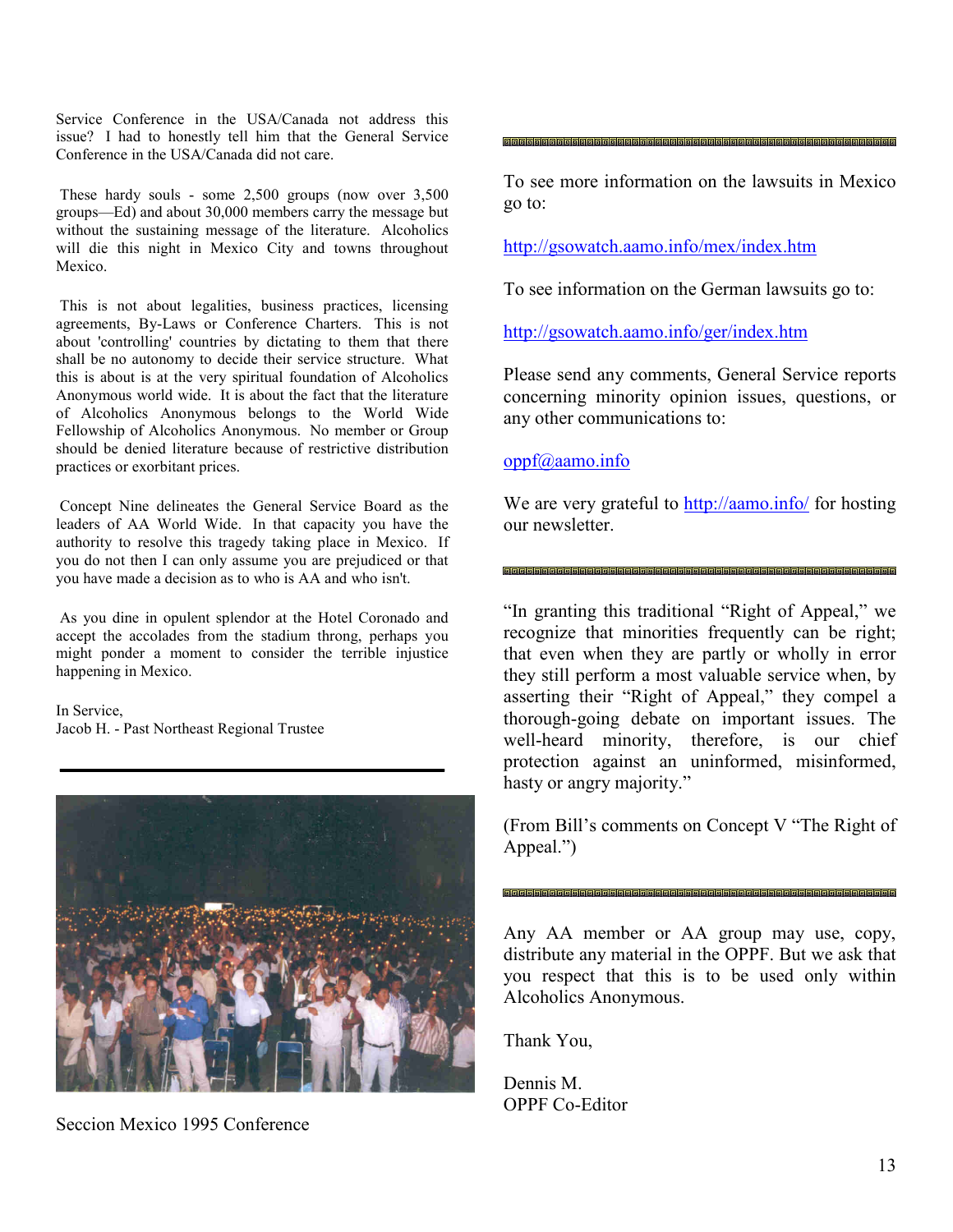Service Conference in the USA/Canada not address this issue? I had to honestly tell him that the General Service Conference in the USA/Canada did not care.

These hardy souls - some 2,500 groups (now over 3,500 groups—Ed) and about 30,000 members carry the message but without the sustaining message of the literature. Alcoholics will die this night in Mexico City and towns throughout Mexico.

This is not about legalities, business practices, licensing agreements, By-Laws or Conference Charters. This is not about 'controlling' countries by dictating to them that there shall be no autonomy to decide their service structure. What this is about is at the very spiritual foundation of Alcoholics Anonymous world wide. It is about the fact that the literature of Alcoholics Anonymous belongs to the World Wide Fellowship of Alcoholics Anonymous. No member or Group should be denied literature because of restrictive distribution practices or exorbitant prices.

Concept Nine delineates the General Service Board as the leaders of AA World Wide. In that capacity you have the authority to resolve this tragedy taking place in Mexico. If you do not then I can only assume you are prejudiced or that you have made a decision as to who is AA and who isn't.

As you dine in opulent splendor at the Hotel Coronado and accept the accolades from the stadium throng, perhaps you might ponder a moment to consider the terrible injustice happening in Mexico.

In Service,
Jacob H. - Past Northeast Regional Trustee

---

Seccion Mexico 1995 Conference

---

To see more information on the lawsuits in Mexico go to:

http://gsowatch.aamo.info/mex/index.htm

To see information on the German lawsuits go to:

http://gsowatch.aamo.info/ger/index.htm

Please send any comments, General Service reports concerning minority opinion issues, questions, or any other communications to:

oppf@aamo.info

We are very grateful to http://aamo.info/ for hosting our newsletter.

---

"In granting this traditional "Right of Appeal," we recognize that minorities frequently can be right; that even when they are partly or wholly in error they still perform a most valuable service when, by asserting their "Right of Appeal," they compel a thorough-going debate on important issues. The well-heard minority, therefore, is our chief protection against an uninformed, misinformed, hasty or angry majority."

(From Bill's comments on Concept V "The Right of Appeal.")

---

Any AA member or AA group may use, copy, distribute any material in the OPPF. But we ask that you respect that this is to be used only within Alcoholics Anonymous.

Thank You,

Dennis M.
OPPF Co-Editor